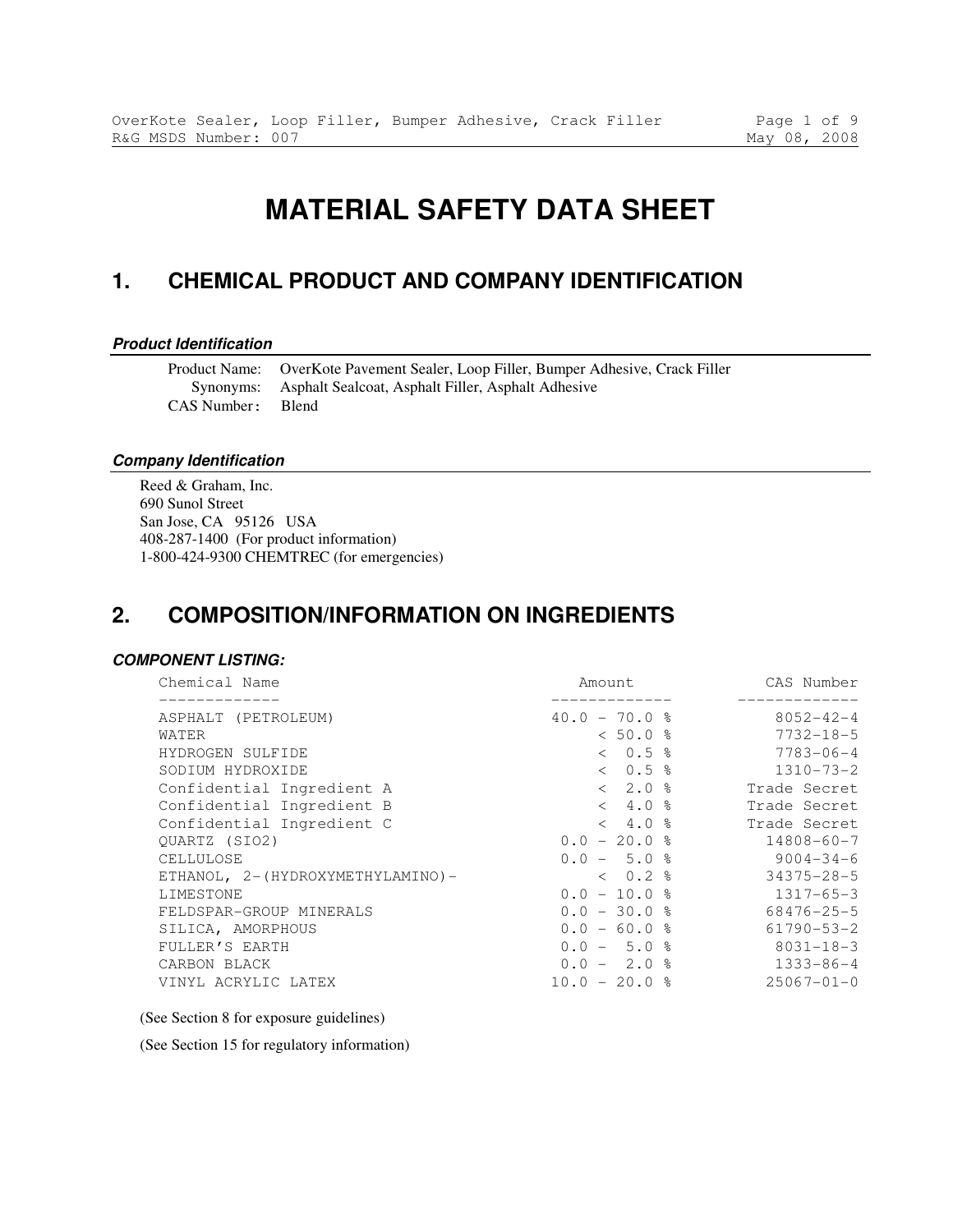# MATERIAL SAFETY DATA SHEET

## 1. CHEMICAL PRODUCT AND COMPANY IDENTIFICATION

### *Product Identification*

Product Name: OverKote Pavement Sealer, Loop Filler, Bumper Adhesive, Crack Filler
Synonyms: Asphalt Sealcoat, Asphalt Filler, Asphalt Adhesive
CAS Number: Blend

### *Company Identification*

Reed & Graham, Inc.
690 Sunol Street
San Jose, CA 95126 USA
408-287-1400 (For product information)
1-800-424-9300 CHEMTREC (for emergencies)

## 2. COMPOSITION/INFORMATION ON INGREDIENTS

### *COMPONENT LISTING:*

| Chemical Name | Amount | CAS Number |
|---|---|---|
| ASPHALT (PETROLEUM) | 40.0 – 70.0 % | 8052-42-4 |
| WATER | < 50.0 % | 7732-18-5 |
| HYDROGEN SULFIDE | < 0.5 % | 7783-06-4 |
| SODIUM HYDROXIDE | < 0.5 % | 1310-73-2 |
| Confidential Ingredient A | < 2.0 % | Trade Secret |
| Confidential Ingredient B | < 4.0 % | Trade Secret |
| Confidential Ingredient C | < 4.0 % | Trade Secret |
| QUARTZ (SIO2) | 0.0 – 20.0 % | 14808-60-7 |
| CELLULOSE | 0.0 – 5.0 % | 9004-34-6 |
| ETHANOL, 2-(HYDROXYMETHYLAMINO)- | < 0.2 % | 34375-28-5 |
| LIMESTONE | 0.0 – 10.0 % | 1317-65-3 |
| FELDSPAR-GROUP MINERALS | 0.0 – 30.0 % | 68476-25-5 |
| SILICA, AMORPHOUS | 0.0 – 60.0 % | 61790-53-2 |
| FULLER'S EARTH | 0.0 – 5.0 % | 8031-18-3 |
| CARBON BLACK | 0.0 – 2.0 % | 1333-86-4 |
| VINYL ACRYLIC LATEX | 10.0 – 20.0 % | 25067-01-0 |

(See Section 8 for exposure guidelines)

(See Section 15 for regulatory information)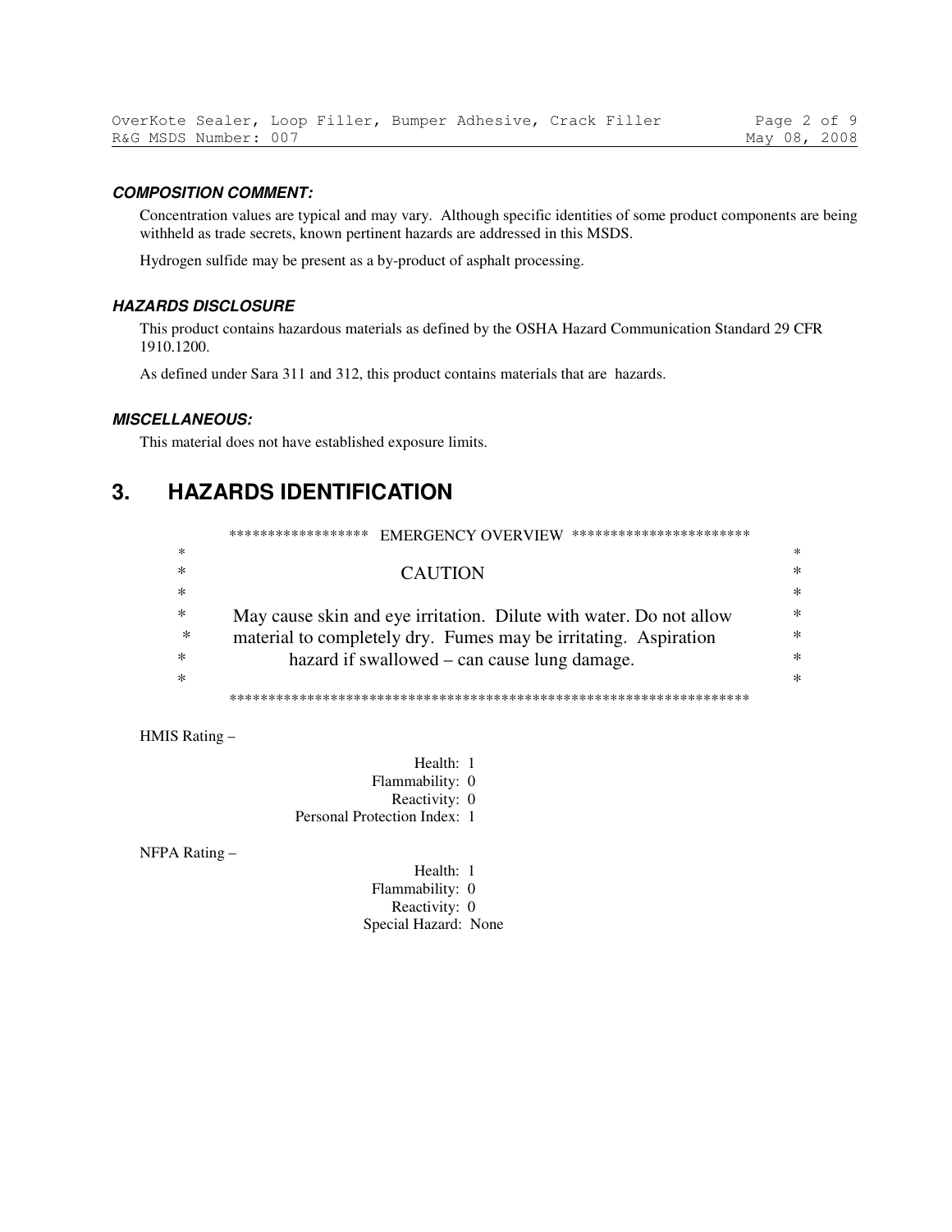#### *COMPOSITION COMMENT:*

Concentration values are typical and may vary. Although specific identities of some product components are being withheld as trade secrets, known pertinent hazards are addressed in this MSDS.

Hydrogen sulfide may be present as a by-product of asphalt processing.

#### *HAZARDS DISCLOSURE*

This product contains hazardous materials as defined by the OSHA Hazard Communication Standard 29 CFR 1910.1200.

As defined under Sara 311 and 312, this product contains materials that are hazards.

#### *MISCELLANEOUS:*

This material does not have established exposure limits.

## 3. HAZARDS IDENTIFICATION

****************** EMERGENCY OVERVIEW **********************

**CAUTION**

May cause skin and eye irritation. Dilute with water. Do not allow material to completely dry. Fumes may be irritating. Aspiration hazard if swallowed – can cause lung damage.

*********************************************************************

HMIS Rating –

Health: 1
Flammability: 0
Reactivity: 0
Personal Protection Index: 1

NFPA Rating –

Health: 1
Flammability: 0
Reactivity: 0
Special Hazard: None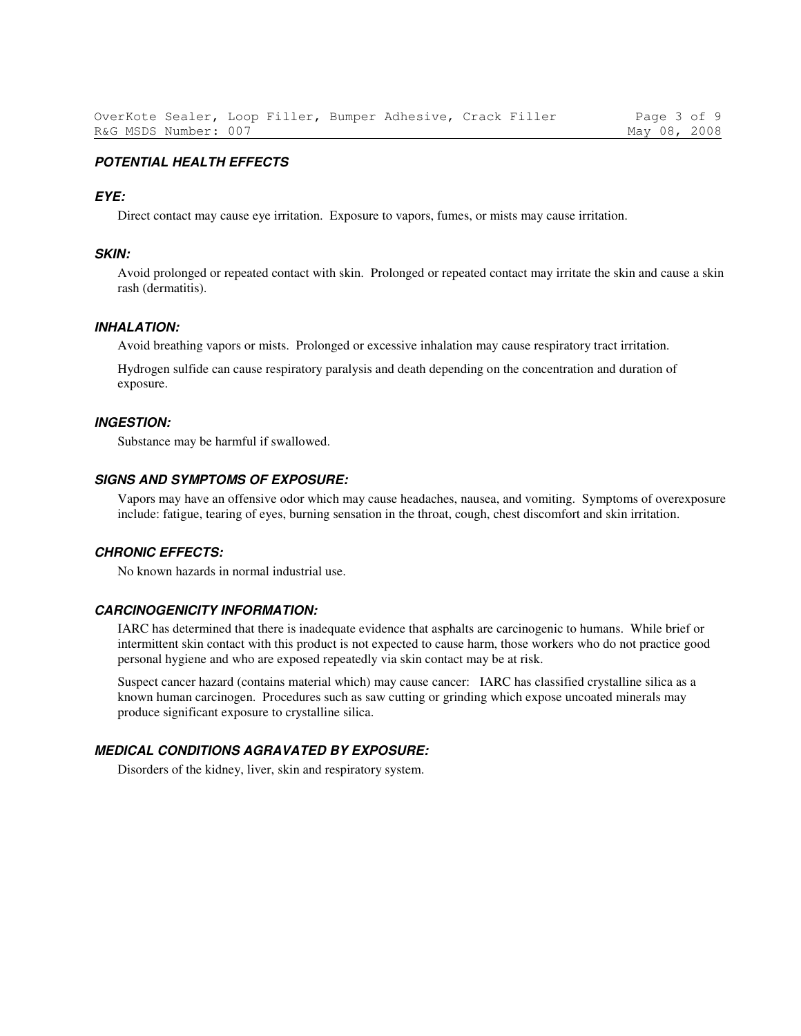## ***POTENTIAL HEALTH EFFECTS***

### ***EYE:***

Direct contact may cause eye irritation. Exposure to vapors, fumes, or mists may cause irritation.

### ***SKIN:***

Avoid prolonged or repeated contact with skin. Prolonged or repeated contact may irritate the skin and cause a skin rash (dermatitis).

### ***INHALATION:***

Avoid breathing vapors or mists. Prolonged or excessive inhalation may cause respiratory tract irritation.

Hydrogen sulfide can cause respiratory paralysis and death depending on the concentration and duration of exposure.

### ***INGESTION:***

Substance may be harmful if swallowed.

### ***SIGNS AND SYMPTOMS OF EXPOSURE:***

Vapors may have an offensive odor which may cause headaches, nausea, and vomiting. Symptoms of overexposure include: fatigue, tearing of eyes, burning sensation in the throat, cough, chest discomfort and skin irritation.

### ***CHRONIC EFFECTS:***

No known hazards in normal industrial use.

### ***CARCINOGENICITY INFORMATION:***

IARC has determined that there is inadequate evidence that asphalts are carcinogenic to humans. While brief or intermittent skin contact with this product is not expected to cause harm, those workers who do not practice good personal hygiene and who are exposed repeatedly via skin contact may be at risk.

Suspect cancer hazard (contains material which) may cause cancer: IARC has classified crystalline silica as a known human carcinogen. Procedures such as saw cutting or grinding which expose uncoated minerals may produce significant exposure to crystalline silica.

### ***MEDICAL CONDITIONS AGRAVATED BY EXPOSURE:***

Disorders of the kidney, liver, skin and respiratory system.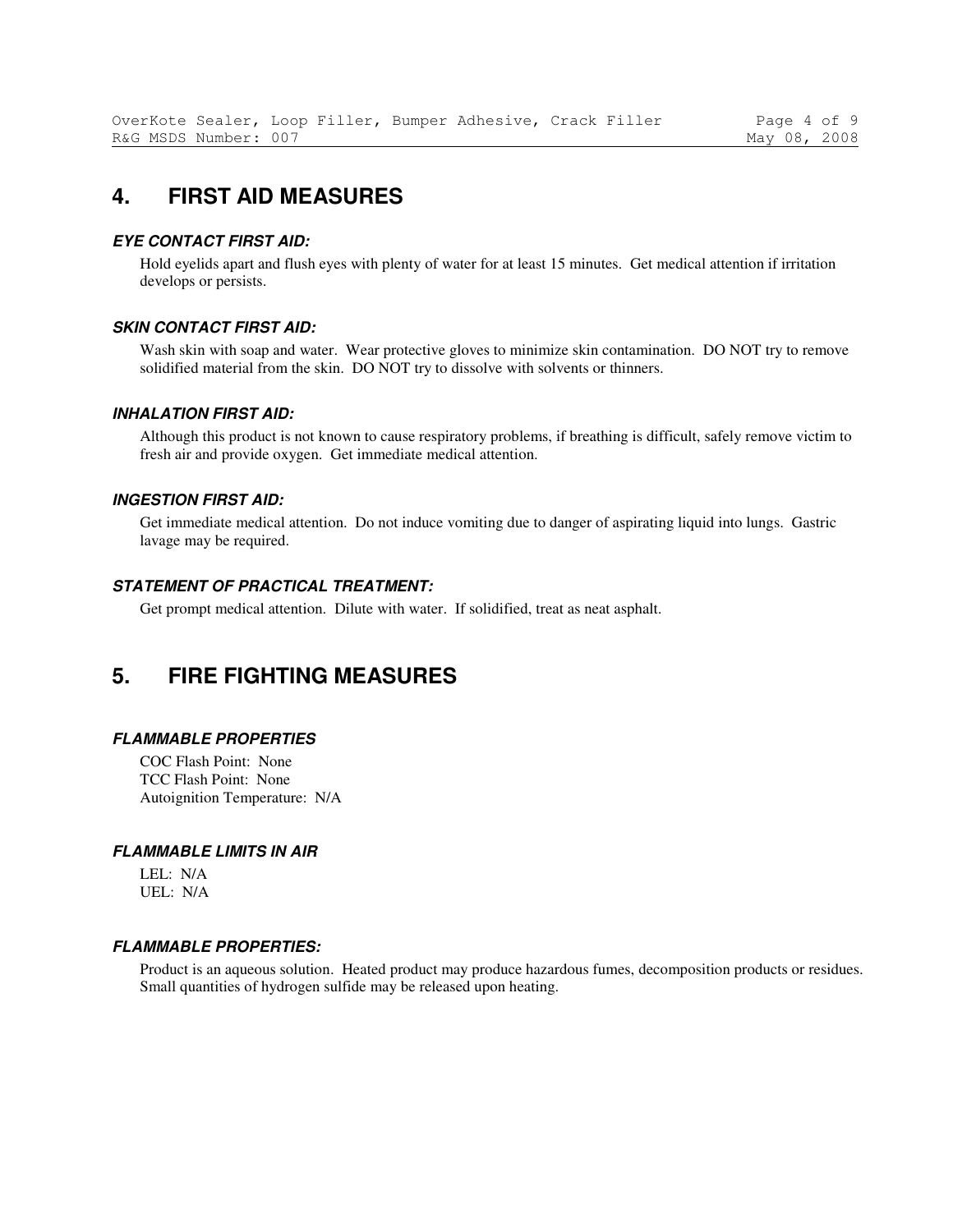## 4. FIRST AID MEASURES

### *EYE CONTACT FIRST AID:*

Hold eyelids apart and flush eyes with plenty of water for at least 15 minutes. Get medical attention if irritation develops or persists.

### *SKIN CONTACT FIRST AID:*

Wash skin with soap and water. Wear protective gloves to minimize skin contamination. DO NOT try to remove solidified material from the skin. DO NOT try to dissolve with solvents or thinners.

### *INHALATION FIRST AID:*

Although this product is not known to cause respiratory problems, if breathing is difficult, safely remove victim to fresh air and provide oxygen. Get immediate medical attention.

### *INGESTION FIRST AID:*

Get immediate medical attention. Do not induce vomiting due to danger of aspirating liquid into lungs. Gastric lavage may be required.

### *STATEMENT OF PRACTICAL TREATMENT:*

Get prompt medical attention. Dilute with water. If solidified, treat as neat asphalt.

## 5. FIRE FIGHTING MEASURES

### *FLAMMABLE PROPERTIES*

COC Flash Point: None
TCC Flash Point: None
Autoignition Temperature: N/A

### *FLAMMABLE LIMITS IN AIR*

LEL: N/A
UEL: N/A

### *FLAMMABLE PROPERTIES:*

Product is an aqueous solution. Heated product may produce hazardous fumes, decomposition products or residues. Small quantities of hydrogen sulfide may be released upon heating.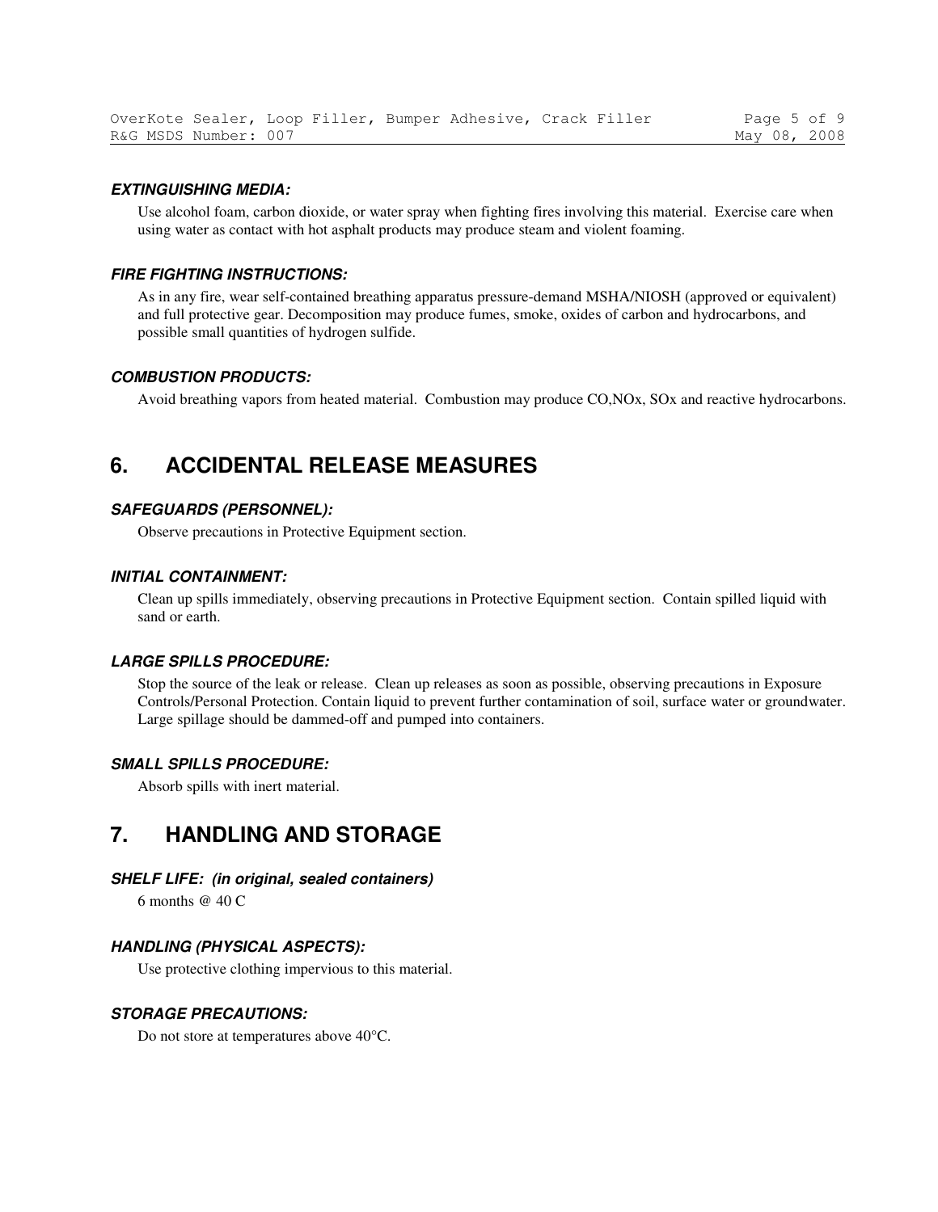#### *EXTINGUISHING MEDIA:*

Use alcohol foam, carbon dioxide, or water spray when fighting fires involving this material. Exercise care when using water as contact with hot asphalt products may produce steam and violent foaming.

#### *FIRE FIGHTING INSTRUCTIONS:*

As in any fire, wear self-contained breathing apparatus pressure-demand MSHA/NIOSH (approved or equivalent) and full protective gear. Decomposition may produce fumes, smoke, oxides of carbon and hydrocarbons, and possible small quantities of hydrogen sulfide.

#### *COMBUSTION PRODUCTS:*

Avoid breathing vapors from heated material. Combustion may produce CO,NOx, SOx and reactive hydrocarbons.

## 6. ACCIDENTAL RELEASE MEASURES

#### *SAFEGUARDS (PERSONNEL):*

Observe precautions in Protective Equipment section.

#### *INITIAL CONTAINMENT:*

Clean up spills immediately, observing precautions in Protective Equipment section. Contain spilled liquid with sand or earth.

#### *LARGE SPILLS PROCEDURE:*

Stop the source of the leak or release. Clean up releases as soon as possible, observing precautions in Exposure Controls/Personal Protection. Contain liquid to prevent further contamination of soil, surface water or groundwater. Large spillage should be dammed-off and pumped into containers.

#### *SMALL SPILLS PROCEDURE:*

Absorb spills with inert material.

## 7. HANDLING AND STORAGE

#### *SHELF LIFE: (in original, sealed containers)*

6 months @ 40 C

#### *HANDLING (PHYSICAL ASPECTS):*

Use protective clothing impervious to this material.

#### *STORAGE PRECAUTIONS:*

Do not store at temperatures above 40°C.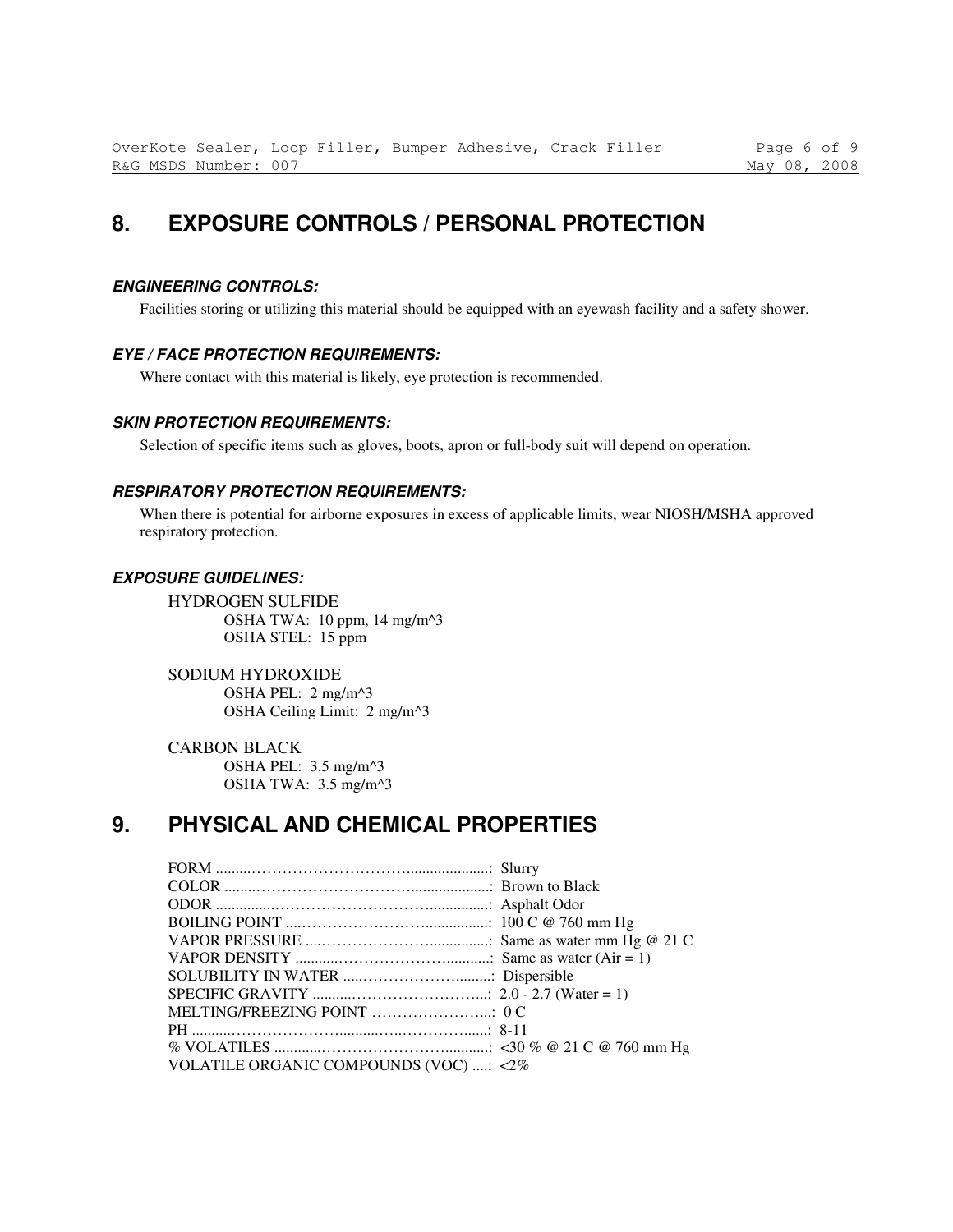## 8. EXPOSURE CONTROLS / PERSONAL PROTECTION

### *ENGINEERING CONTROLS:*

Facilities storing or utilizing this material should be equipped with an eyewash facility and a safety shower.

### *EYE / FACE PROTECTION REQUIREMENTS:*

Where contact with this material is likely, eye protection is recommended.

### *SKIN PROTECTION REQUIREMENTS:*

Selection of specific items such as gloves, boots, apron or full-body suit will depend on operation.

### *RESPIRATORY PROTECTION REQUIREMENTS:*

When there is potential for airborne exposures in excess of applicable limits, wear NIOSH/MSHA approved respiratory protection.

### *EXPOSURE GUIDELINES:*

HYDROGEN SULFIDE
- OSHA TWA: 10 ppm, 14 mg/m^3
- OSHA STEL: 15 ppm

SODIUM HYDROXIDE
- OSHA PEL: 2 mg/m^3
- OSHA Ceiling Limit: 2 mg/m^3

CARBON BLACK
- OSHA PEL: 3.5 mg/m^3
- OSHA TWA: 3.5 mg/m^3

## 9. PHYSICAL AND CHEMICAL PROPERTIES

| Property | Value |
|---|---|
| FORM | Slurry |
| COLOR | Brown to Black |
| ODOR | Asphalt Odor |
| BOILING POINT | 100 C @ 760 mm Hg |
| VAPOR PRESSURE | Same as water mm Hg @ 21 C |
| VAPOR DENSITY | Same as water (Air = 1) |
| SOLUBILITY IN WATER | Dispersible |
| SPECIFIC GRAVITY | 2.0 - 2.7 (Water = 1) |
| MELTING/FREEZING POINT | 0 C |
| PH | 8-11 |
| % VOLATILES | <30 % @ 21 C @ 760 mm Hg |
| VOLATILE ORGANIC COMPOUNDS (VOC) | <2% |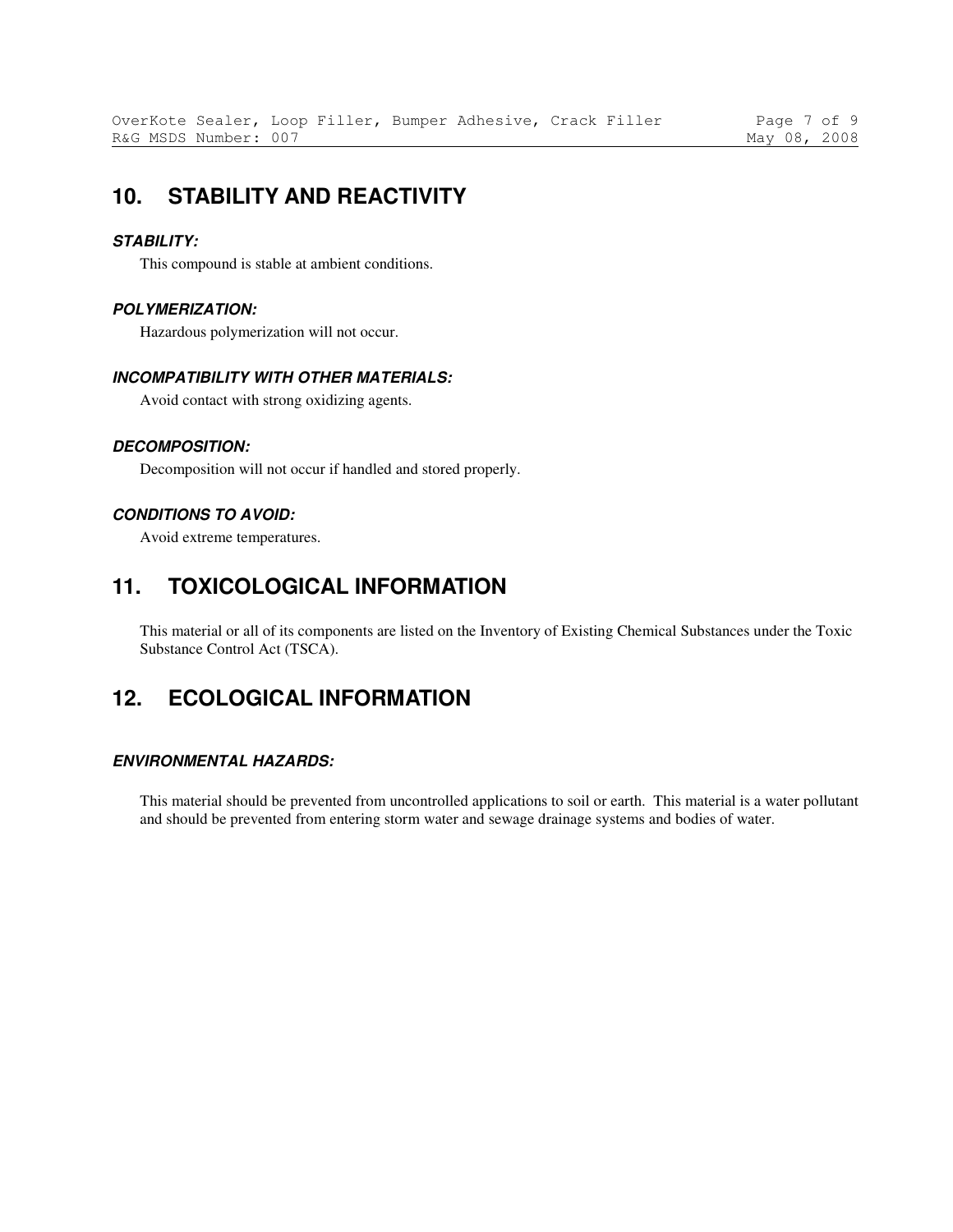## 10. STABILITY AND REACTIVITY

***STABILITY:***

This compound is stable at ambient conditions.

***POLYMERIZATION:***

Hazardous polymerization will not occur.

***INCOMPATIBILITY WITH OTHER MATERIALS:***

Avoid contact with strong oxidizing agents.

***DECOMPOSITION:***

Decomposition will not occur if handled and stored properly.

***CONDITIONS TO AVOID:***

Avoid extreme temperatures.

## 11. TOXICOLOGICAL INFORMATION

This material or all of its components are listed on the Inventory of Existing Chemical Substances under the Toxic Substance Control Act (TSCA).

## 12. ECOLOGICAL INFORMATION

***ENVIRONMENTAL HAZARDS:***

This material should be prevented from uncontrolled applications to soil or earth. This material is a water pollutant and should be prevented from entering storm water and sewage drainage systems and bodies of water.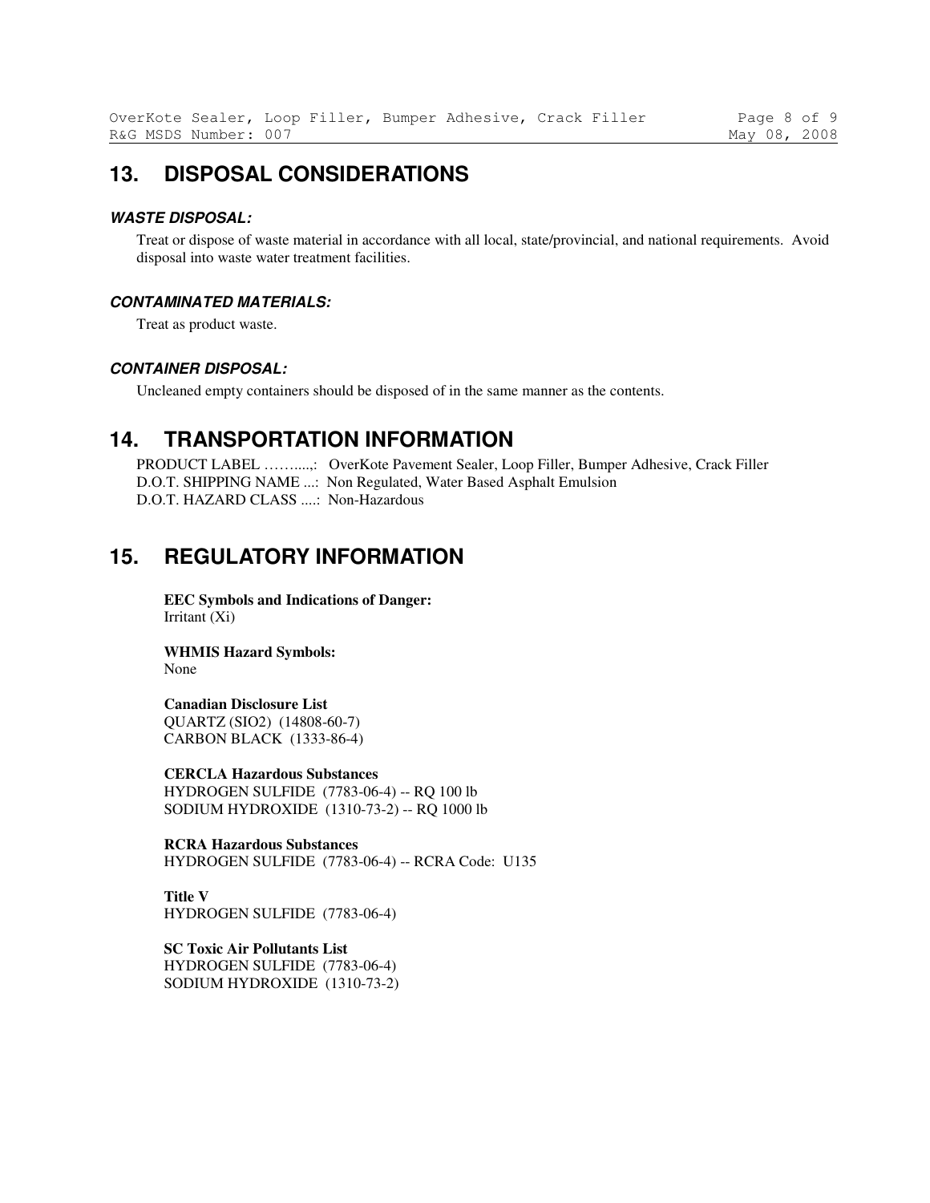## 13. DISPOSAL CONSIDERATIONS

***WASTE DISPOSAL:***

Treat or dispose of waste material in accordance with all local, state/provincial, and national requirements. Avoid disposal into waste water treatment facilities.

***CONTAMINATED MATERIALS:***

Treat as product waste.

***CONTAINER DISPOSAL:***

Uncleaned empty containers should be disposed of in the same manner as the contents.

## 14. TRANSPORTATION INFORMATION

PRODUCT LABEL ……....,: OverKote Pavement Sealer, Loop Filler, Bumper Adhesive, Crack Filler
D.O.T. SHIPPING NAME ...: Non Regulated, Water Based Asphalt Emulsion
D.O.T. HAZARD CLASS ....: Non-Hazardous

## 15. REGULATORY INFORMATION

**EEC Symbols and Indications of Danger:**
Irritant (Xi)

**WHMIS Hazard Symbols:**
None

**Canadian Disclosure List**
QUARTZ (SIO2) (14808-60-7)
CARBON BLACK (1333-86-4)

**CERCLA Hazardous Substances**
HYDROGEN SULFIDE (7783-06-4) -- RQ 100 lb
SODIUM HYDROXIDE (1310-73-2) -- RQ 1000 lb

**RCRA Hazardous Substances**
HYDROGEN SULFIDE (7783-06-4) -- RCRA Code: U135

**Title V**
HYDROGEN SULFIDE (7783-06-4)

**SC Toxic Air Pollutants List**
HYDROGEN SULFIDE (7783-06-4)
SODIUM HYDROXIDE (1310-73-2)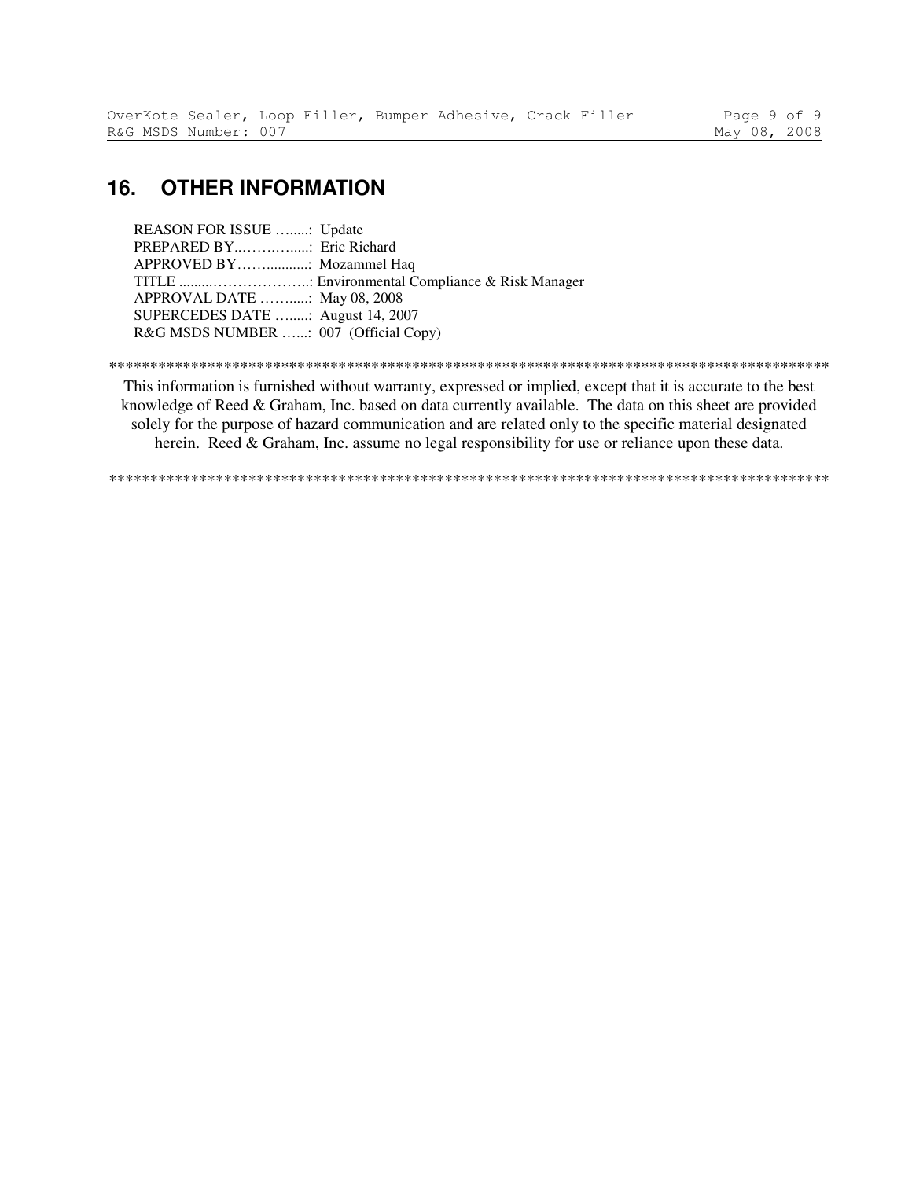## 16. OTHER INFORMATION

REASON FOR ISSUE …......: Update
PREPARED BY..……….......: Eric Richard
APPROVED BY……...........: Mozammel Haq
TITLE .........………………..: Environmental Compliance & Risk Manager
APPROVAL DATE ……......: May 08, 2008
SUPERCEDES DATE …......: August 14, 2007
R&G MSDS NUMBER …...: 007 (Official Copy)

*********************************************************************************************

This information is furnished without warranty, expressed or implied, except that it is accurate to the best knowledge of Reed & Graham, Inc. based on data currently available. The data on this sheet are provided solely for the purpose of hazard communication and are related only to the specific material designated herein. Reed & Graham, Inc. assume no legal responsibility for use or reliance upon these data.

*********************************************************************************************